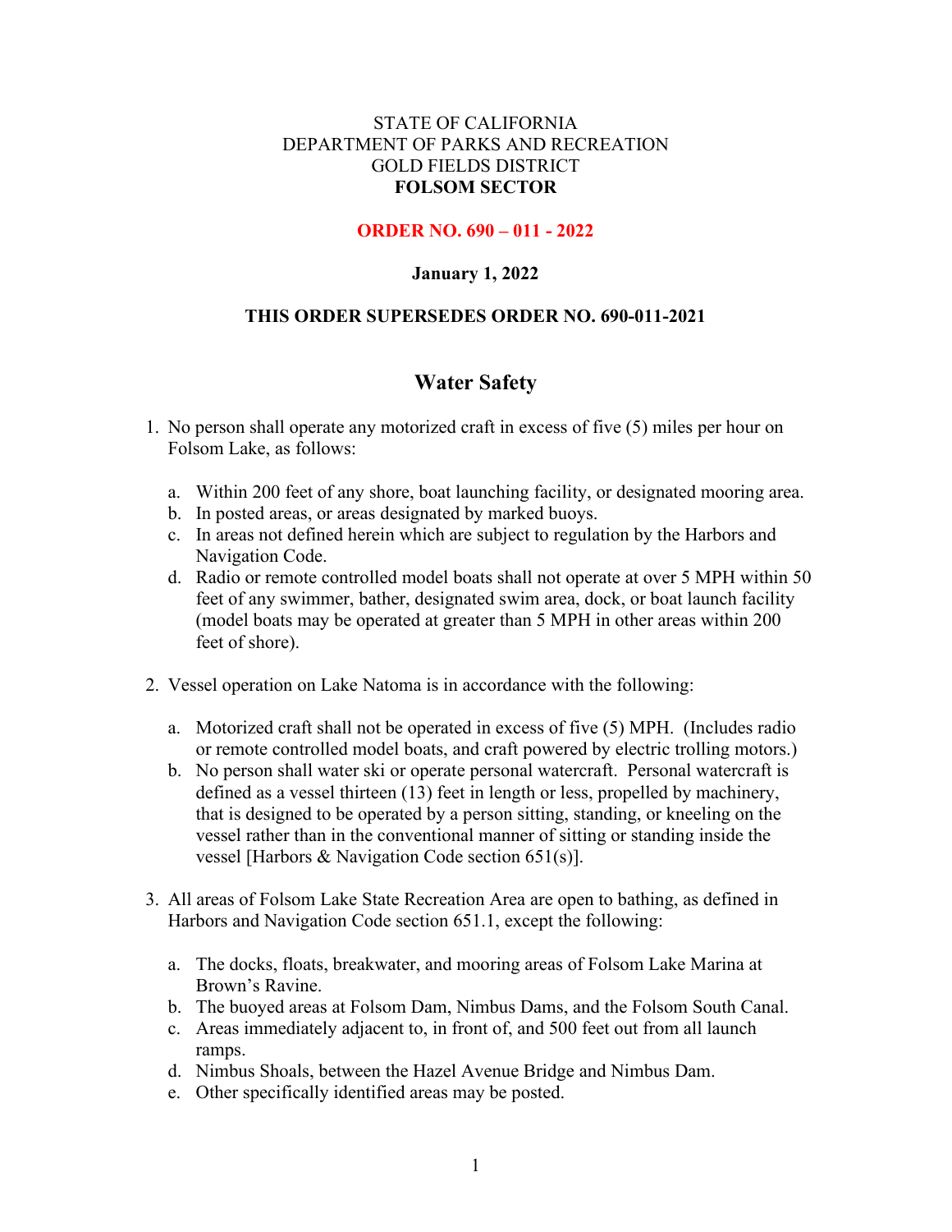STATE OF CALIFORNIA
DEPARTMENT OF PARKS AND RECREATION
GOLD FIELDS DISTRICT
**FOLSOM SECTOR**

**ORDER NO. 690 – 011 - 2022**

**January 1, 2022**

**THIS ORDER SUPERSEDES ORDER NO. 690-011-2021**

## Water Safety

1. No person shall operate any motorized craft in excess of five (5) miles per hour on Folsom Lake, as follows:

   a. Within 200 feet of any shore, boat launching facility, or designated mooring area.
   b. In posted areas, or areas designated by marked buoys.
   c. In areas not defined herein which are subject to regulation by the Harbors and Navigation Code.
   d. Radio or remote controlled model boats shall not operate at over 5 MPH within 50 feet of any swimmer, bather, designated swim area, dock, or boat launch facility (model boats may be operated at greater than 5 MPH in other areas within 200 feet of shore).

2. Vessel operation on Lake Natoma is in accordance with the following:

   a. Motorized craft shall not be operated in excess of five (5) MPH. (Includes radio or remote controlled model boats, and craft powered by electric trolling motors.)
   b. No person shall water ski or operate personal watercraft. Personal watercraft is defined as a vessel thirteen (13) feet in length or less, propelled by machinery, that is designed to be operated by a person sitting, standing, or kneeling on the vessel rather than in the conventional manner of sitting or standing inside the vessel [Harbors & Navigation Code section 651(s)].

3. All areas of Folsom Lake State Recreation Area are open to bathing, as defined in Harbors and Navigation Code section 651.1, except the following:

   a. The docks, floats, breakwater, and mooring areas of Folsom Lake Marina at Brown's Ravine.
   b. The buoyed areas at Folsom Dam, Nimbus Dams, and the Folsom South Canal.
   c. Areas immediately adjacent to, in front of, and 500 feet out from all launch ramps.
   d. Nimbus Shoals, between the Hazel Avenue Bridge and Nimbus Dam.
   e. Other specifically identified areas may be posted.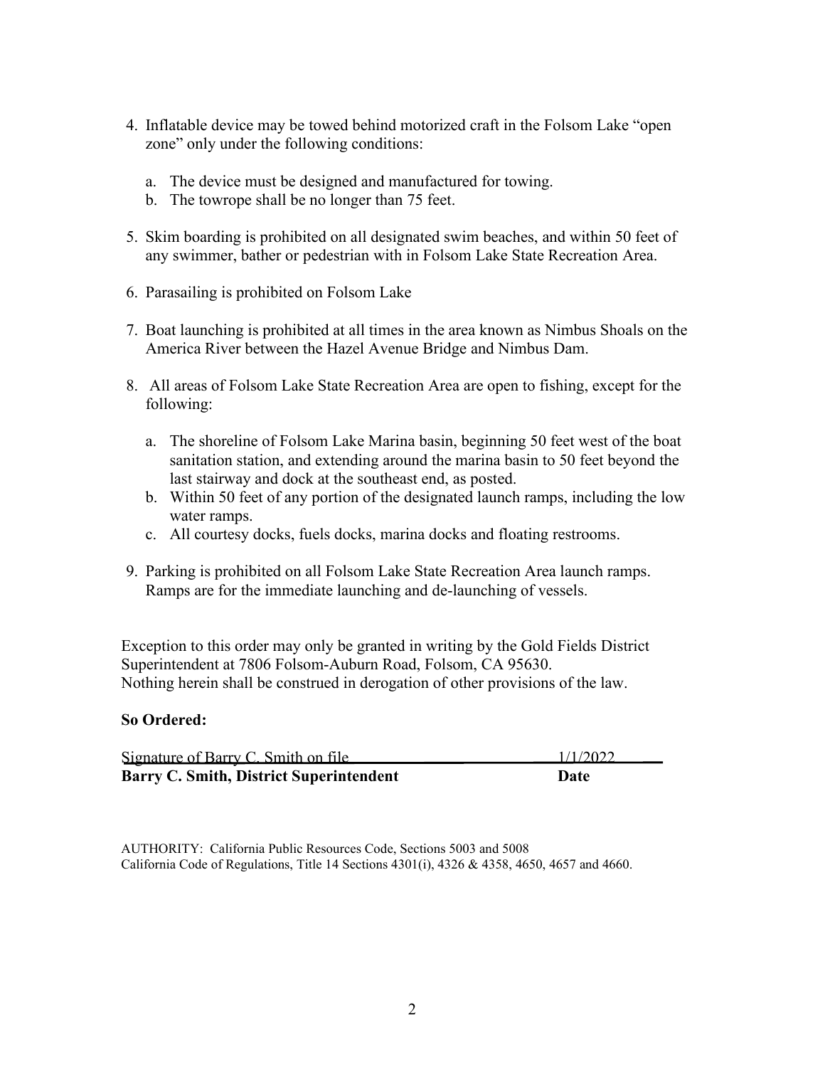4. Inflatable device may be towed behind motorized craft in the Folsom Lake "open zone" only under the following conditions:

    a. The device must be designed and manufactured for towing.
    b. The towrope shall be no longer than 75 feet.

5. Skim boarding is prohibited on all designated swim beaches, and within 50 feet of any swimmer, bather or pedestrian with in Folsom Lake State Recreation Area.

6. Parasailing is prohibited on Folsom Lake

7. Boat launching is prohibited at all times in the area known as Nimbus Shoals on the America River between the Hazel Avenue Bridge and Nimbus Dam.

8. All areas of Folsom Lake State Recreation Area are open to fishing, except for the following:

    a. The shoreline of Folsom Lake Marina basin, beginning 50 feet west of the boat sanitation station, and extending around the marina basin to 50 feet beyond the last stairway and dock at the southeast end, as posted.
    b. Within 50 feet of any portion of the designated launch ramps, including the low water ramps.
    c. All courtesy docks, fuels docks, marina docks and floating restrooms.

9. Parking is prohibited on all Folsom Lake State Recreation Area launch ramps. Ramps are for the immediate launching and de-launching of vessels.

Exception to this order may only be granted in writing by the Gold Fields District Superintendent at 7806 Folsom-Auburn Road, Folsom, CA 95630.
Nothing herein shall be construed in derogation of other provisions of the law.

**So Ordered:**

Signature of Barry C. Smith on file 1/1/2022

**Barry C. Smith, District Superintendent** **Date**

AUTHORITY: California Public Resources Code, Sections 5003 and 5008
California Code of Regulations, Title 14 Sections 4301(i), 4326 & 4358, 4650, 4657 and 4660.